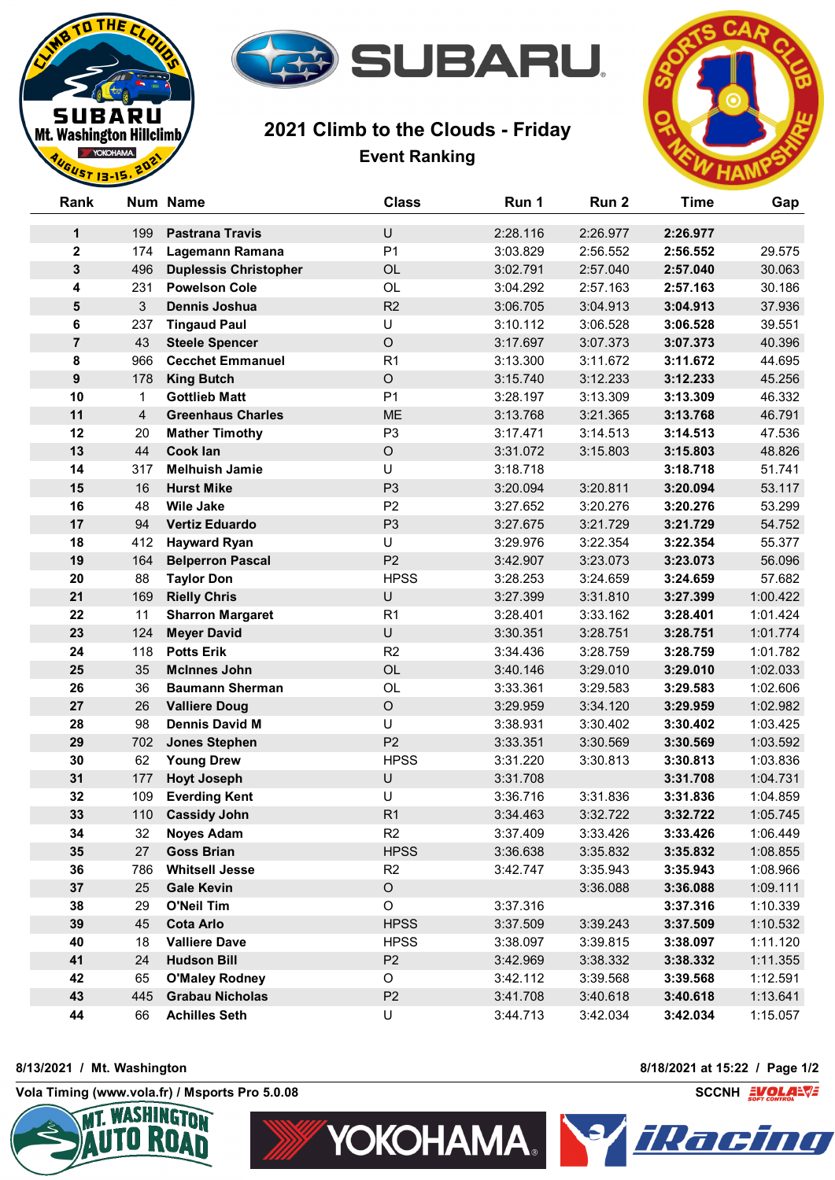# 2021 Climb to the Clouds - Friday

## Event Ranking

| Rank | Num | Name | Class | Run 1 | Run 2 | Time | Gap |
|---|---|---|---|---|---|---|---|
| 1 | 199 | Pastrana Travis | U | 2:28.116 | 2:26.977 | **2:26.977** | |
| 2 | 174 | Lagemann Ramana | P1 | 3:03.829 | 2:56.552 | **2:56.552** | 29.575 |
| 3 | 496 | Duplessis Christopher | OL | 3:02.791 | 2:57.040 | **2:57.040** | 30.063 |
| 4 | 231 | Powelson Cole | OL | 3:04.292 | 2:57.163 | **2:57.163** | 30.186 |
| 5 | 3 | Dennis Joshua | R2 | 3:06.705 | 3:04.913 | **3:04.913** | 37.936 |
| 6 | 237 | Tingaud Paul | U | 3:10.112 | 3:06.528 | **3:06.528** | 39.551 |
| 7 | 43 | Steele Spencer | O | 3:17.697 | 3:07.373 | **3:07.373** | 40.396 |
| 8 | 966 | Cecchet Emmanuel | R1 | 3:13.300 | 3:11.672 | **3:11.672** | 44.695 |
| 9 | 178 | King Butch | O | 3:15.740 | 3:12.233 | **3:12.233** | 45.256 |
| 10 | 1 | Gottlieb Matt | P1 | 3:28.197 | 3:13.309 | **3:13.309** | 46.332 |
| 11 | 4 | Greenhaus Charles | ME | 3:13.768 | 3:21.365 | **3:13.768** | 46.791 |
| 12 | 20 | Mather Timothy | P3 | 3:17.471 | 3:14.513 | **3:14.513** | 47.536 |
| 13 | 44 | Cook Ian | O | 3:31.072 | 3:15.803 | **3:15.803** | 48.826 |
| 14 | 317 | Melhuish Jamie | U | 3:18.718 | | **3:18.718** | 51.741 |
| 15 | 16 | Hurst Mike | P3 | 3:20.094 | 3:20.811 | **3:20.094** | 53.117 |
| 16 | 48 | Wile Jake | P2 | 3:27.652 | 3:20.276 | **3:20.276** | 53.299 |
| 17 | 94 | Vertiz Eduardo | P3 | 3:27.675 | 3:21.729 | **3:21.729** | 54.752 |
| 18 | 412 | Hayward Ryan | U | 3:29.976 | 3:22.354 | **3:22.354** | 55.377 |
| 19 | 164 | Belperron Pascal | P2 | 3:42.907 | 3:23.073 | **3:23.073** | 56.096 |
| 20 | 88 | Taylor Don | HPSS | 3:28.253 | 3:24.659 | **3:24.659** | 57.682 |
| 21 | 169 | Rielly Chris | U | 3:27.399 | 3:31.810 | **3:27.399** | 1:00.422 |
| 22 | 11 | Sharron Margaret | R1 | 3:28.401 | 3:33.162 | **3:28.401** | 1:01.424 |
| 23 | 124 | Meyer David | U | 3:30.351 | 3:28.751 | **3:28.751** | 1:01.774 |
| 24 | 118 | Potts Erik | R2 | 3:34.436 | 3:28.759 | **3:28.759** | 1:01.782 |
| 25 | 35 | McInnes John | OL | 3:40.146 | 3:29.010 | **3:29.010** | 1:02.033 |
| 26 | 36 | Baumann Sherman | OL | 3:33.361 | 3:29.583 | **3:29.583** | 1:02.606 |
| 27 | 26 | Valliere Doug | O | 3:29.959 | 3:34.120 | **3:29.959** | 1:02.982 |
| 28 | 98 | Dennis David M | U | 3:38.931 | 3:30.402 | **3:30.402** | 1:03.425 |
| 29 | 702 | Jones Stephen | P2 | 3:33.351 | 3:30.569 | **3:30.569** | 1:03.592 |
| 30 | 62 | Young Drew | HPSS | 3:31.220 | 3:30.813 | **3:30.813** | 1:03.836 |
| 31 | 177 | Hoyt Joseph | U | 3:31.708 | | **3:31.708** | 1:04.731 |
| 32 | 109 | Everding Kent | U | 3:36.716 | 3:31.836 | **3:31.836** | 1:04.859 |
| 33 | 110 | Cassidy John | R1 | 3:34.463 | 3:32.722 | **3:32.722** | 1:05.745 |
| 34 | 32 | Noyes Adam | R2 | 3:37.409 | 3:33.426 | **3:33.426** | 1:06.449 |
| 35 | 27 | Goss Brian | HPSS | 3:36.638 | 3:35.832 | **3:35.832** | 1:08.855 |
| 36 | 786 | Whitsell Jesse | R2 | 3:42.747 | 3:35.943 | **3:35.943** | 1:08.966 |
| 37 | 25 | Gale Kevin | O | | 3:36.088 | **3:36.088** | 1:09.111 |
| 38 | 29 | O'Neil Tim | O | 3:37.316 | | **3:37.316** | 1:10.339 |
| 39 | 45 | Cota Arlo | HPSS | 3:37.509 | 3:39.243 | **3:37.509** | 1:10.532 |
| 40 | 18 | Valliere Dave | HPSS | 3:38.097 | 3:39.815 | **3:38.097** | 1:11.120 |
| 41 | 24 | Hudson Bill | P2 | 3:42.969 | 3:38.332 | **3:38.332** | 1:11.355 |
| 42 | 65 | O'Maley Rodney | O | 3:42.112 | 3:39.568 | **3:39.568** | 1:12.591 |
| 43 | 445 | Grabau Nicholas | P2 | 3:41.708 | 3:40.618 | **3:40.618** | 1:13.641 |
| 44 | 66 | Achilles Seth | U | 3:44.713 | 3:42.034 | **3:42.034** | 1:15.057 |

8/13/2021 / Mt. Washington

8/18/2021 at 15:22

Vola Timing (www.vola.fr) / Msports Pro 5.0.08

SCCNH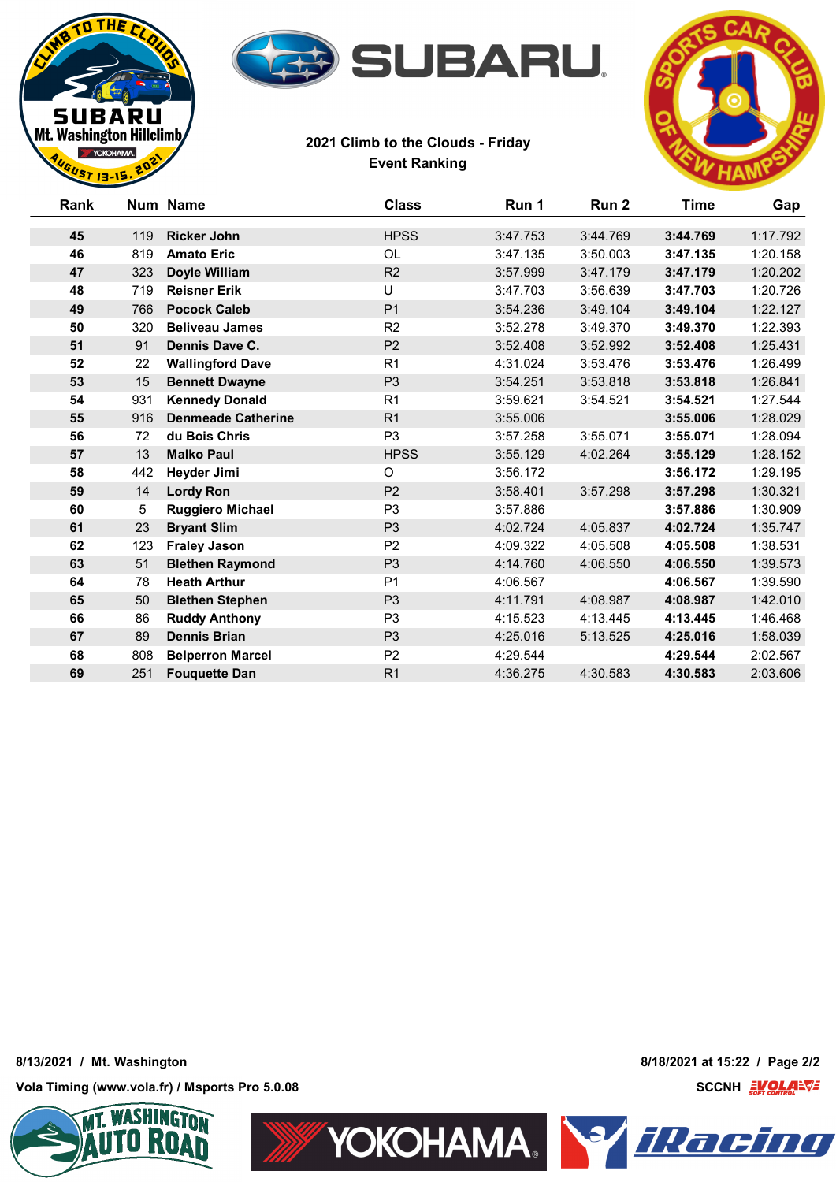**2021 Climb to the Clouds - Friday**
**Event Ranking**

| Rank | Num | Name | Class | Run 1 | Run 2 | Time | Gap |
|---|---|---|---|---|---|---|---|
| **45** | 119 | **Ricker John** | HPSS | 3:47.753 | 3:44.769 | **3:44.769** | 1:17.792 |
| **46** | 819 | **Amato Eric** | OL | 3:47.135 | 3:50.003 | **3:47.135** | 1:20.158 |
| **47** | 323 | **Doyle William** | R2 | 3:57.999 | 3:47.179 | **3:47.179** | 1:20.202 |
| **48** | 719 | **Reisner Erik** | U | 3:47.703 | 3:56.639 | **3:47.703** | 1:20.726 |
| **49** | 766 | **Pocock Caleb** | P1 | 3:54.236 | 3:49.104 | **3:49.104** | 1:22.127 |
| **50** | 320 | **Beliveau James** | R2 | 3:52.278 | 3:49.370 | **3:49.370** | 1:22.393 |
| **51** | 91 | **Dennis Dave C.** | P2 | 3:52.408 | 3:52.992 | **3:52.408** | 1:25.431 |
| **52** | 22 | **Wallingford Dave** | R1 | 4:31.024 | 3:53.476 | **3:53.476** | 1:26.499 |
| **53** | 15 | **Bennett Dwayne** | P3 | 3:54.251 | 3:53.818 | **3:53.818** | 1:26.841 |
| **54** | 931 | **Kennedy Donald** | R1 | 3:59.621 | 3:54.521 | **3:54.521** | 1:27.544 |
| **55** | 916 | **Denmeade Catherine** | R1 | 3:55.006 | | **3:55.006** | 1:28.029 |
| **56** | 72 | **du Bois Chris** | P3 | 3:57.258 | 3:55.071 | **3:55.071** | 1:28.094 |
| **57** | 13 | **Malko Paul** | HPSS | 3:55.129 | 4:02.264 | **3:55.129** | 1:28.152 |
| **58** | 442 | **Heyder Jimi** | O | 3:56.172 | | **3:56.172** | 1:29.195 |
| **59** | 14 | **Lordy Ron** | P2 | 3:58.401 | 3:57.298 | **3:57.298** | 1:30.321 |
| **60** | 5 | **Ruggiero Michael** | P3 | 3:57.886 | | **3:57.886** | 1:30.909 |
| **61** | 23 | **Bryant Slim** | P3 | 4:02.724 | 4:05.837 | **4:02.724** | 1:35.747 |
| **62** | 123 | **Fraley Jason** | P2 | 4:09.322 | 4:05.508 | **4:05.508** | 1:38.531 |
| **63** | 51 | **Blethen Raymond** | P3 | 4:14.760 | 4:06.550 | **4:06.550** | 1:39.573 |
| **64** | 78 | **Heath Arthur** | P1 | 4:06.567 | | **4:06.567** | 1:39.590 |
| **65** | 50 | **Blethen Stephen** | P3 | 4:11.791 | 4:08.987 | **4:08.987** | 1:42.010 |
| **66** | 86 | **Ruddy Anthony** | P3 | 4:15.523 | 4:13.445 | **4:13.445** | 1:46.468 |
| **67** | 89 | **Dennis Brian** | P3 | 4:25.016 | 5:13.525 | **4:25.016** | 1:58.039 |
| **68** | 808 | **Belperron Marcel** | P2 | 4:29.544 | | **4:29.544** | 2:02.567 |
| **69** | 251 | **Fouquette Dan** | R1 | 4:36.275 | 4:30.583 | **4:30.583** | 2:03.606 |

**8/13/2021 / Mt. Washington** — **8/18/2021 at 15:22**

**Vola Timing (www.vola.fr) / Msports Pro 5.0.08** — **SCCNH**